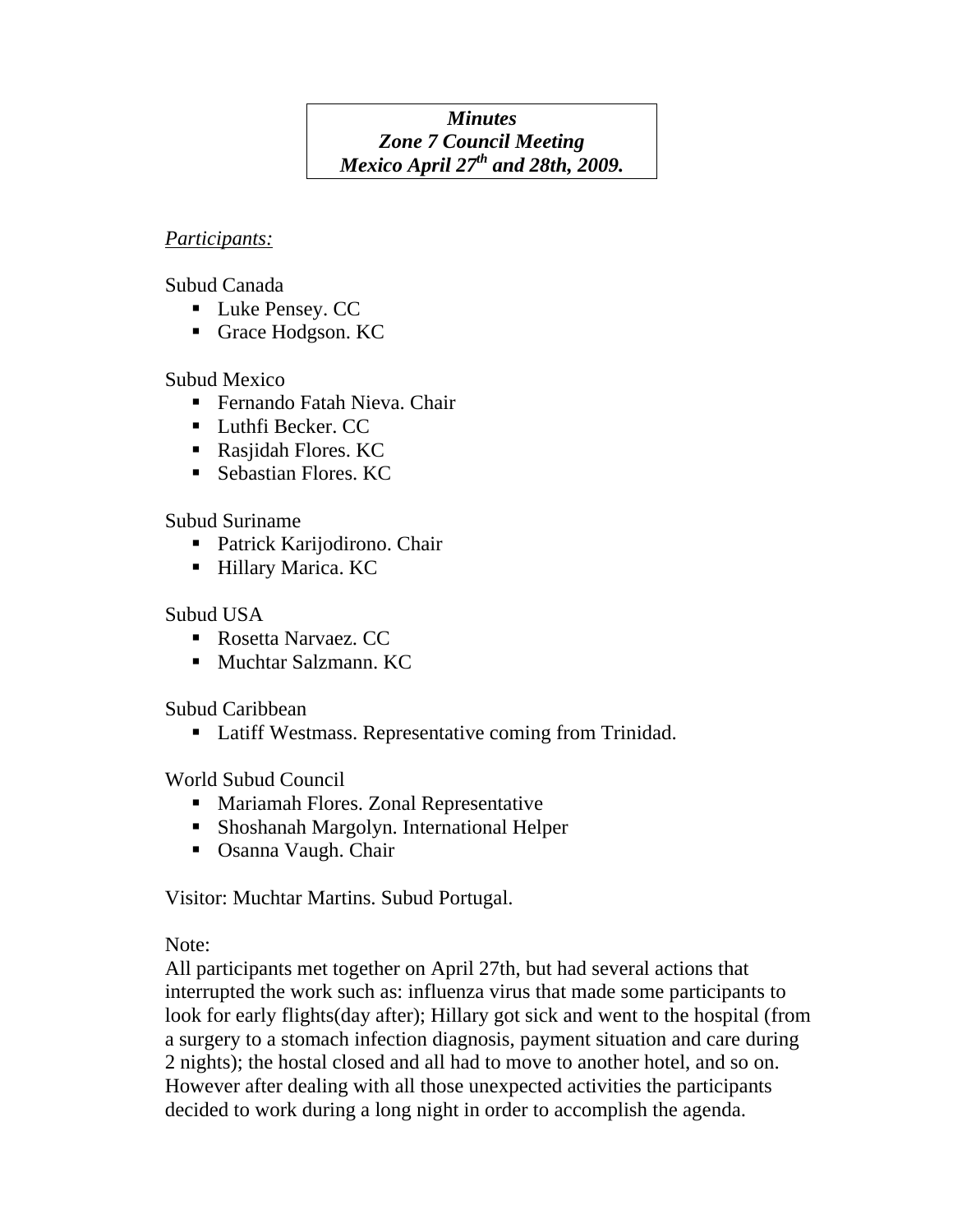***Minutes***
***Zone 7 Council Meeting***
***Mexico April 27th and 28th, 2009.***

*Participants:*

Subud Canada

- Luke Pensey. CC
- Grace Hodgson. KC

Subud Mexico

- Fernando Fatah Nieva. Chair
- Luthfi Becker. CC
- Rasjidah Flores. KC
- Sebastian Flores. KC

Subud Suriname

- Patrick Karijodirono. Chair
- Hillary Marica. KC

Subud USA

- Rosetta Narvaez. CC
- Muchtar Salzmann. KC

Subud Caribbean

- Latiff Westmass. Representative coming from Trinidad.

World Subud Council

- Mariamah Flores. Zonal Representative
- Shoshanah Margolyn. International Helper
- Osanna Vaugh. Chair

Visitor: Muchtar Martins. Subud Portugal.

Note:
All participants met together on April 27th, but had several actions that interrupted the work such as: influenza virus that made some participants to look for early flights(day after); Hillary got sick and went to the hospital (from a surgery to a stomach infection diagnosis, payment situation and care during 2 nights); the hostal closed and all had to move to another hotel, and so on. However after dealing with all those unexpected activities the participants decided to work during a long night in order to accomplish the agenda.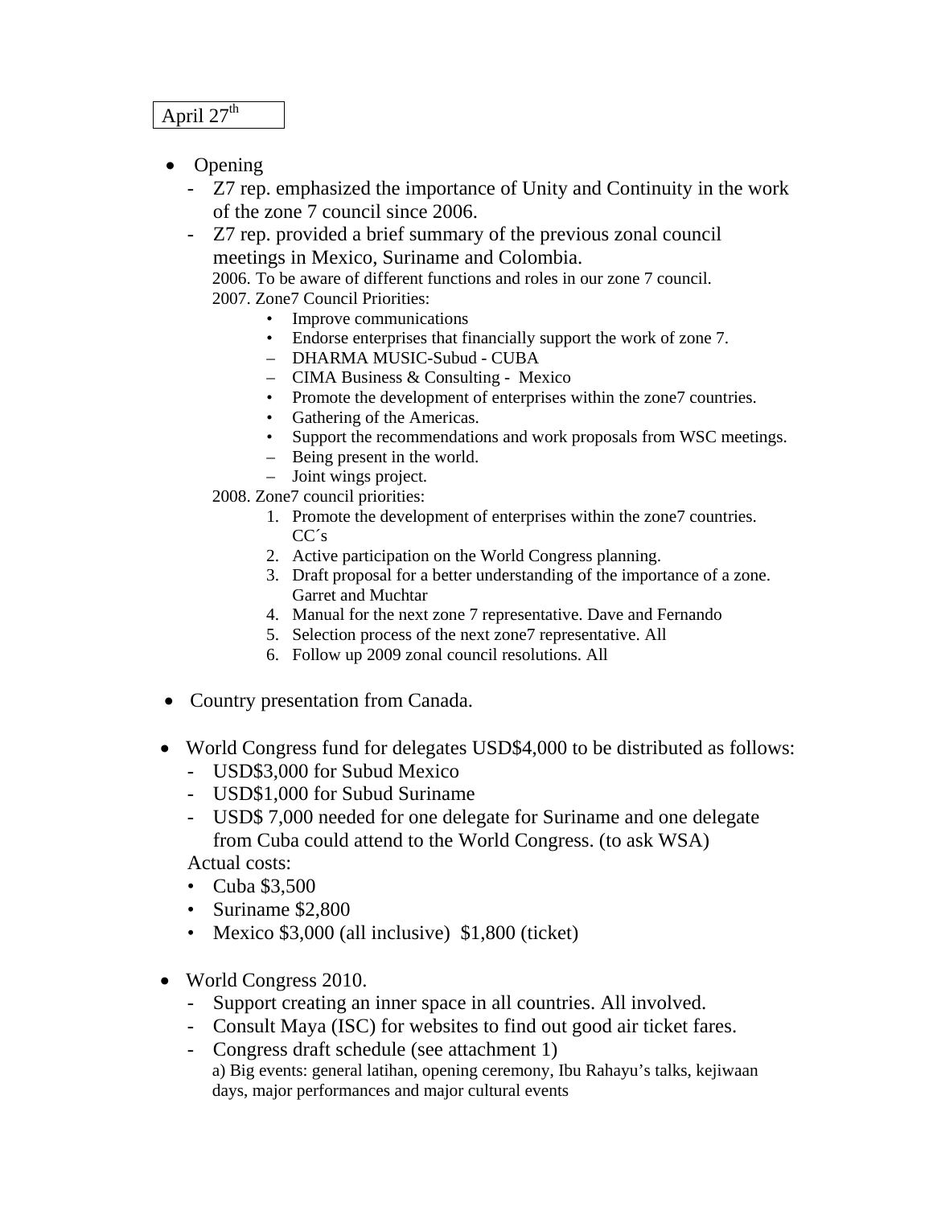April 27th

- Opening
  - Z7 rep. emphasized the importance of Unity and Continuity in the work of the zone 7 council since 2006.
  - Z7 rep. provided a brief summary of the previous zonal council meetings in Mexico, Suriname and Colombia.

    2006. To be aware of different functions and roles in our zone 7 council.

    2007. Zone7 Council Priorities:

    - Improve communications
    - Endorse enterprises that financially support the work of zone 7.
      - DHARMA MUSIC-Subud - CUBA
      - CIMA Business & Consulting - Mexico
    - Promote the development of enterprises within the zone7 countries.
    - Gathering of the Americas.
    - Support the recommendations and work proposals from WSC meetings.
      - Being present in the world.
      - Joint wings project.

    2008. Zone7 council priorities:

    1. Promote the development of enterprises within the zone7 countries. CC´s
    2. Active participation on the World Congress planning.
    3. Draft proposal for a better understanding of the importance of a zone. Garret and Muchtar
    4. Manual for the next zone 7 representative. Dave and Fernando
    5. Selection process of the next zone7 representative. All
    6. Follow up 2009 zonal council resolutions. All

- Country presentation from Canada.

- World Congress fund for delegates USD$4,000 to be distributed as follows:
  - USD$3,000 for Subud Mexico
  - USD$1,000 for Subud Suriname
  - USD$ 7,000 needed for one delegate for Suriname and one delegate from Cuba could attend to the World Congress. (to ask WSA)

  Actual costs:

  - Cuba $3,500
  - Suriname $2,800
  - Mexico $3,000 (all inclusive) $1,800 (ticket)

- World Congress 2010.
  - Support creating an inner space in all countries. All involved.
  - Consult Maya (ISC) for websites to find out good air ticket fares.
  - Congress draft schedule (see attachment 1)

    a) Big events: general latihan, opening ceremony, Ibu Rahayu's talks, kejiwaan days, major performances and major cultural events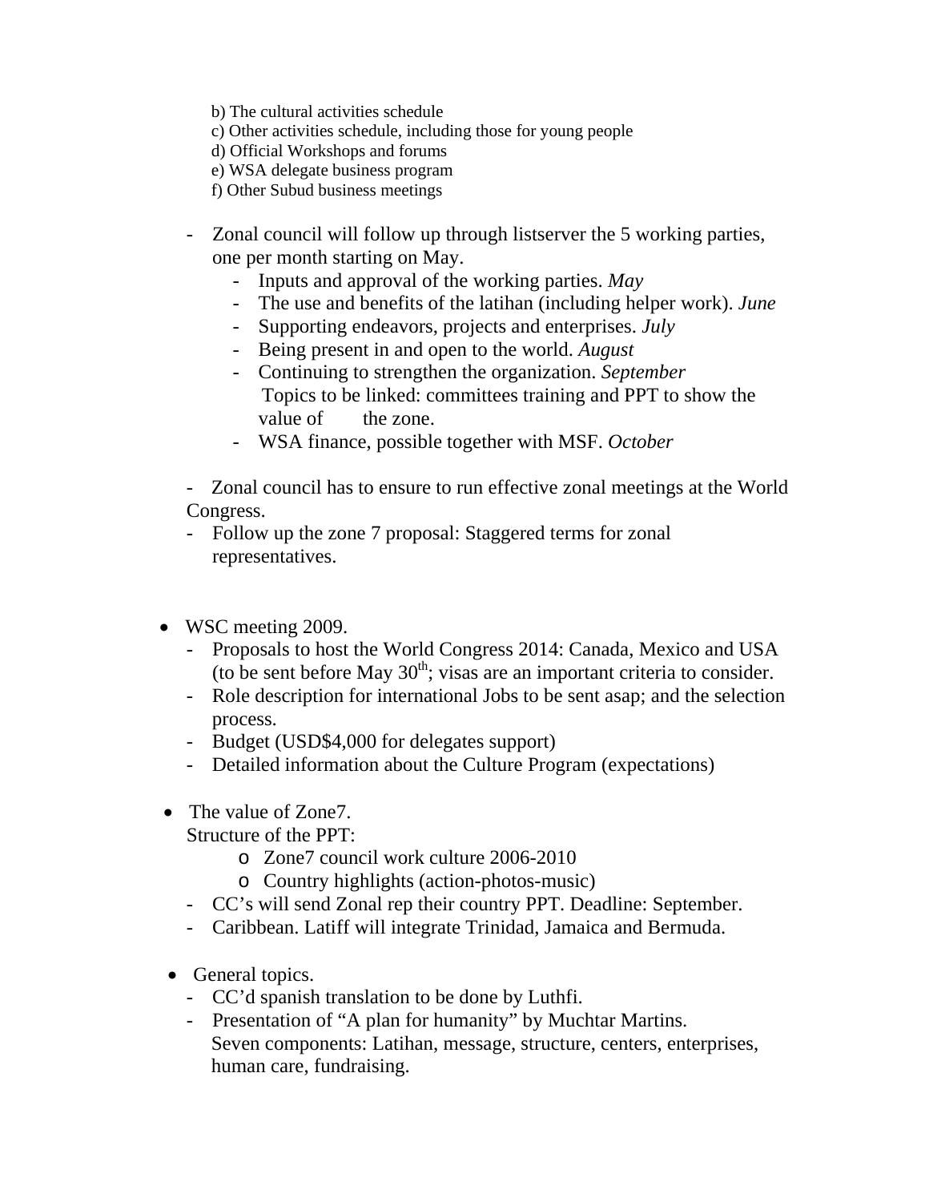b) The cultural activities schedule
c) Other activities schedule, including those for young people
d) Official Workshops and forums
e) WSA delegate business program
f) Other Subud business meetings

- Zonal council will follow up through listserver the 5 working parties, one per month starting on May.
  - Inputs and approval of the working parties. *May*
  - The use and benefits of the latihan (including helper work). *June*
  - Supporting endeavors, projects and enterprises. *July*
  - Being present in and open to the world. *August*
  - Continuing to strengthen the organization. *September*
    Topics to be linked: committees training and PPT to show the value of the zone.
  - WSA finance, possible together with MSF. *October*

- Zonal council has to ensure to run effective zonal meetings at the World Congress.
- Follow up the zone 7 proposal: Staggered terms for zonal representatives.

- WSC meeting 2009.
  - Proposals to host the World Congress 2014: Canada, Mexico and USA (to be sent before May 30th; visas are an important criteria to consider.
  - Role description for international Jobs to be sent asap; and the selection process.
  - Budget (USD$4,000 for delegates support)
  - Detailed information about the Culture Program (expectations)

- The value of Zone7.
  Structure of the PPT:
  - Zone7 council work culture 2006-2010
  - Country highlights (action-photos-music)
  - CC's will send Zonal rep their country PPT. Deadline: September.
  - Caribbean. Latiff will integrate Trinidad, Jamaica and Bermuda.

- General topics.
  - CC'd spanish translation to be done by Luthfi.
  - Presentation of "A plan for humanity" by Muchtar Martins.
    Seven components: Latihan, message, structure, centers, enterprises, human care, fundraising.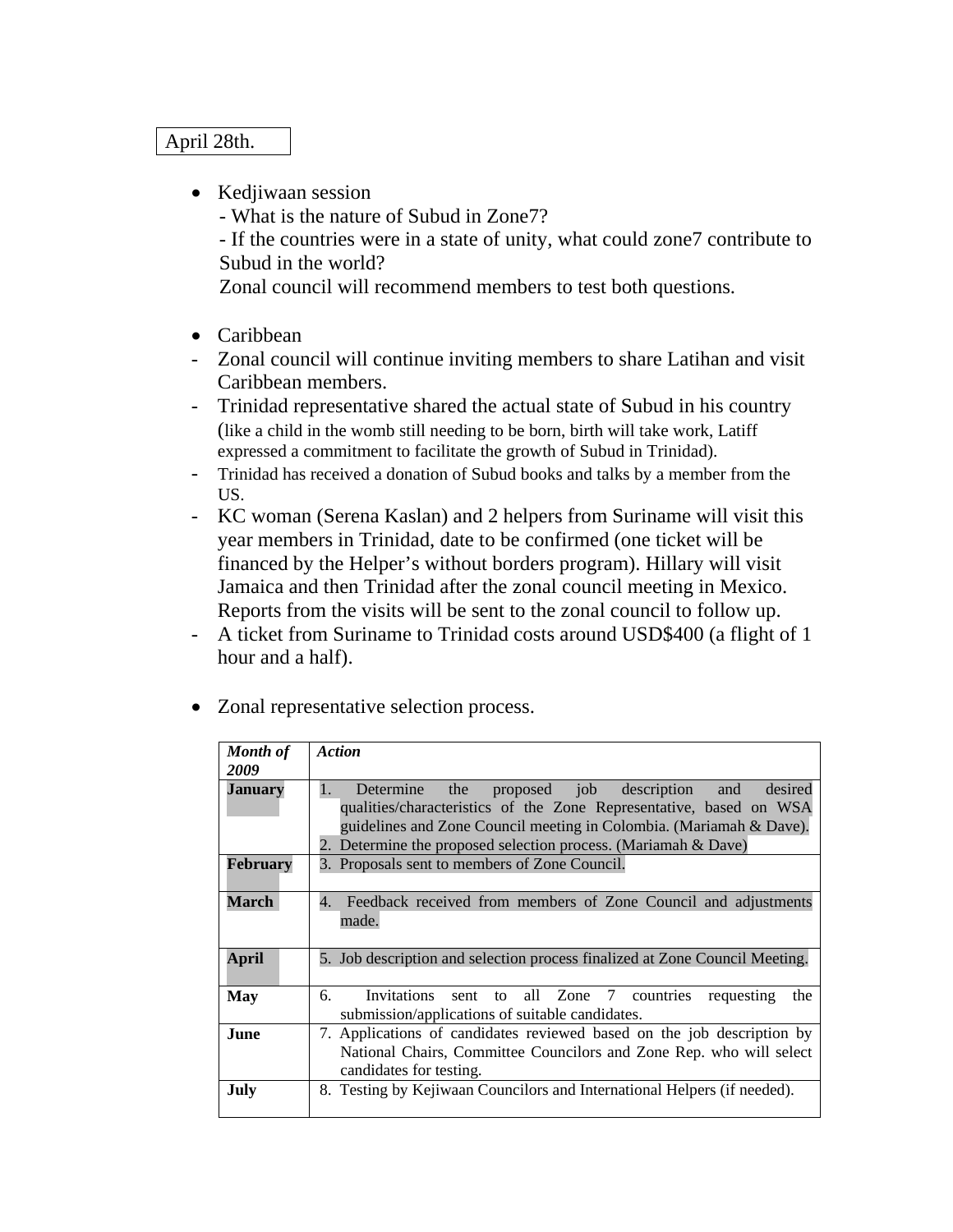April 28th.

- Kedjiwaan session
  - What is the nature of Subud in Zone7?
  - If the countries were in a state of unity, what could zone7 contribute to Subud in the world?
  
  Zonal council will recommend members to test both questions.

- Caribbean

- Zonal council will continue inviting members to share Latihan and visit Caribbean members.
- Trinidad representative shared the actual state of Subud in his country (like a child in the womb still needing to be born, birth will take work, Latiff expressed a commitment to facilitate the growth of Subud in Trinidad).
- Trinidad has received a donation of Subud books and talks by a member from the US.
- KC woman (Serena Kaslan) and 2 helpers from Suriname will visit this year members in Trinidad, date to be confirmed (one ticket will be financed by the Helper's without borders program). Hillary will visit Jamaica and then Trinidad after the zonal council meeting in Mexico. Reports from the visits will be sent to the zonal council to follow up.
- A ticket from Suriname to Trinidad costs around USD$400 (a flight of 1 hour and a half).

- Zonal representative selection process.

| ***Month of 2009*** | ***Action*** |
|---|---|
| **January** | 1. Determine the proposed job description and desired qualities/characteristics of the Zone Representative, based on WSA guidelines and Zone Council meeting in Colombia. (Mariamah & Dave).<br>2. Determine the proposed selection process. (Mariamah & Dave) |
| **February** | 3. Proposals sent to members of Zone Council. |
| **March** | 4. Feedback received from members of Zone Council and adjustments made. |
| **April** | 5. Job description and selection process finalized at Zone Council Meeting. |
| **May** | 6. Invitations sent to all Zone 7 countries requesting the submission/applications of suitable candidates. |
| **June** | 7. Applications of candidates reviewed based on the job description by National Chairs, Committee Councilors and Zone Rep. who will select candidates for testing. |
| **July** | 8. Testing by Kejiwaan Councilors and International Helpers (if needed). |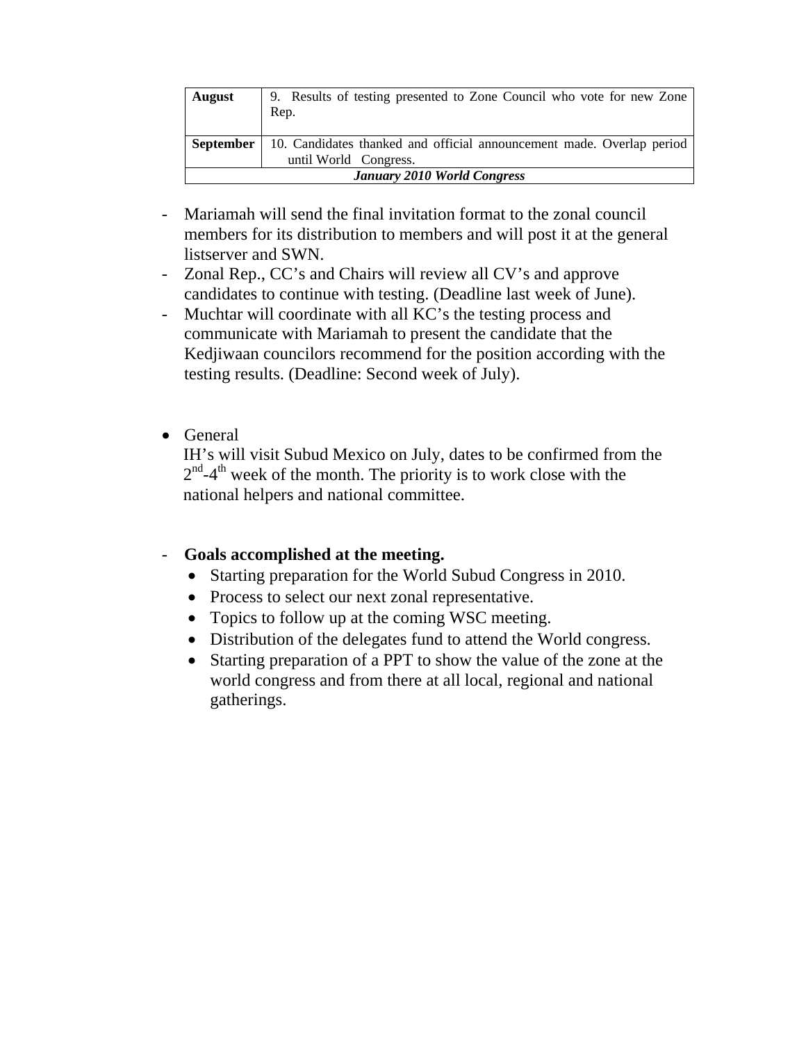| | |
|---|---|
| **August** | 9. Results of testing presented to Zone Council who vote for new Zone Rep. |
| **September** | 10. Candidates thanked and official announcement made. Overlap period until World Congress. |
| ***January 2010 World Congress*** | |

- Mariamah will send the final invitation format to the zonal council members for its distribution to members and will post it at the general listserver and SWN.
- Zonal Rep., CC's and Chairs will review all CV's and approve candidates to continue with testing. (Deadline last week of June).
- Muchtar will coordinate with all KC's the testing process and communicate with Mariamah to present the candidate that the Kedjiwaan councilors recommend for the position according with the testing results. (Deadline: Second week of July).

- General
  IH's will visit Subud Mexico on July, dates to be confirmed from the 2nd-4th week of the month. The priority is to work close with the national helpers and national committee.

- **Goals accomplished at the meeting.**
  - Starting preparation for the World Subud Congress in 2010.
  - Process to select our next zonal representative.
  - Topics to follow up at the coming WSC meeting.
  - Distribution of the delegates fund to attend the World congress.
  - Starting preparation of a PPT to show the value of the zone at the world congress and from there at all local, regional and national gatherings.